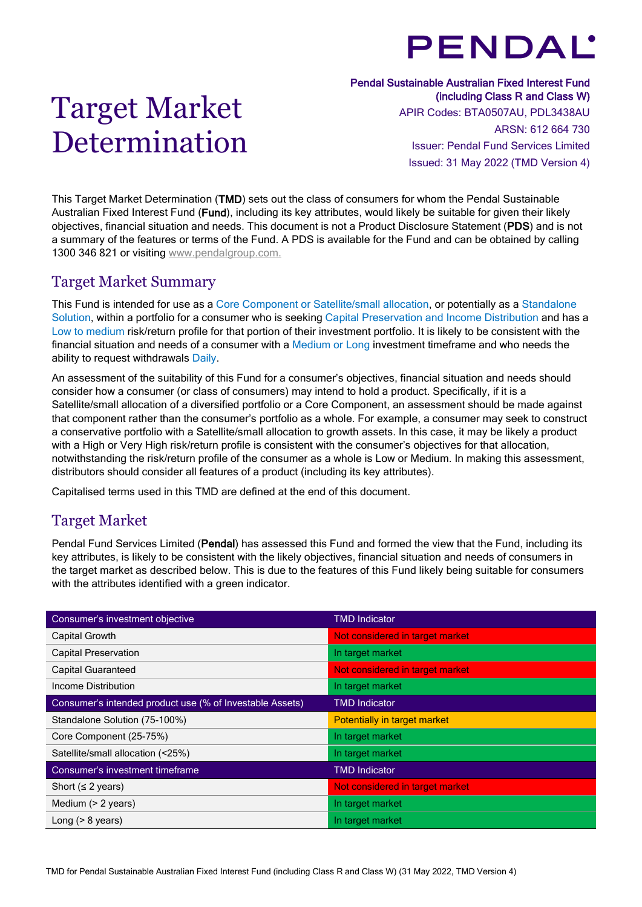PENDAL

# Target Market Determination

**Pendal Sustainable Australian Fixed Interest Fund (including Class R and Class W)**
APIR Codes: BTA0507AU, PDL3438AU
ARSN: 612 664 730
Issuer: Pendal Fund Services Limited
Issued: 31 May 2022 (TMD Version 4)

This Target Market Determination (**TMD**) sets out the class of consumers for whom the Pendal Sustainable Australian Fixed Interest Fund (**Fund**), including its key attributes, would likely be suitable for given their likely objectives, financial situation and needs. This document is not a Product Disclosure Statement (**PDS**) and is not a summary of the features or terms of the Fund. A PDS is available for the Fund and can be obtained by calling 1300 346 821 or visiting www.pendalgroup.com.

## Target Market Summary

This Fund is intended for use as a Core Component or Satellite/small allocation, or potentially as a Standalone Solution, within a portfolio for a consumer who is seeking Capital Preservation and Income Distribution and has a Low to medium risk/return profile for that portion of their investment portfolio. It is likely to be consistent with the financial situation and needs of a consumer with a Medium or Long investment timeframe and who needs the ability to request withdrawals Daily.

An assessment of the suitability of this Fund for a consumer's objectives, financial situation and needs should consider how a consumer (or class of consumers) may intend to hold a product. Specifically, if it is a Satellite/small allocation of a diversified portfolio or a Core Component, an assessment should be made against that component rather than the consumer's portfolio as a whole. For example, a consumer may seek to construct a conservative portfolio with a Satellite/small allocation to growth assets. In this case, it may be likely a product with a High or Very High risk/return profile is consistent with the consumer's objectives for that allocation, notwithstanding the risk/return profile of the consumer as a whole is Low or Medium. In making this assessment, distributors should consider all features of a product (including its key attributes).

Capitalised terms used in this TMD are defined at the end of this document.

## Target Market

Pendal Fund Services Limited (**Pendal**) has assessed this Fund and formed the view that the Fund, including its key attributes, is likely to be consistent with the likely objectives, financial situation and needs of consumers in the target market as described below. This is due to the features of this Fund likely being suitable for consumers with the attributes identified with a green indicator.

| Consumer's investment objective | TMD Indicator |
|---|---|
| Capital Growth | Not considered in target market |
| Capital Preservation | In target market |
| Capital Guaranteed | Not considered in target market |
| Income Distribution | In target market |
| **Consumer's intended product use (% of Investable Assets)** | **TMD Indicator** |
| Standalone Solution (75-100%) | Potentially in target market |
| Core Component (25-75%) | In target market |
| Satellite/small allocation (<25%) | In target market |
| **Consumer's investment timeframe** | **TMD Indicator** |
| Short (≤ 2 years) | Not considered in target market |
| Medium (> 2 years) | In target market |
| Long (> 8 years) | In target market |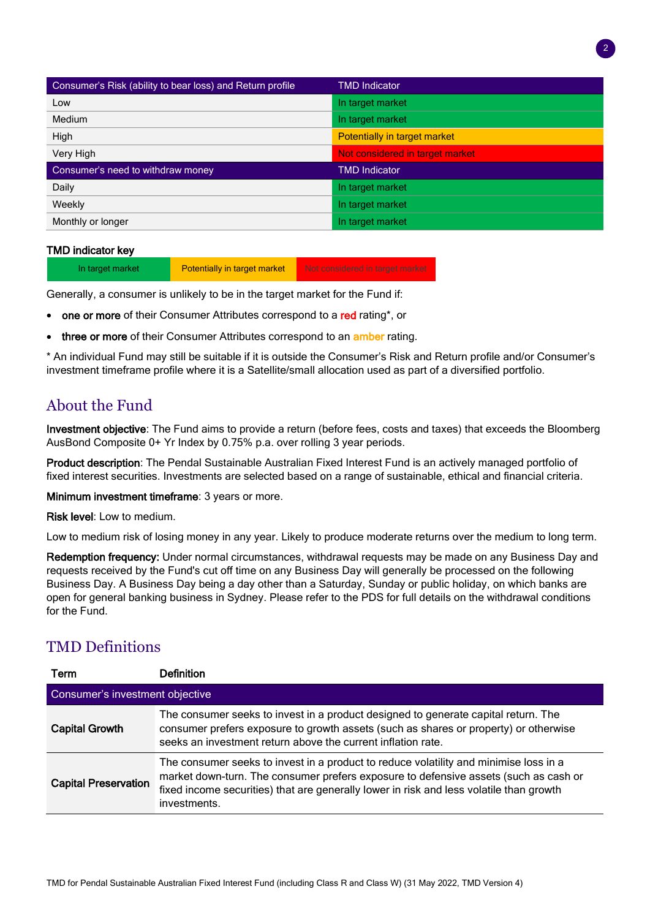| Consumer's Risk (ability to bear loss) and Return profile | TMD Indicator |
|---|---|
| Low | In target market |
| Medium | In target market |
| High | Potentially in target market |
| Very High | Not considered in target market |
| **Consumer's need to withdraw money** | **TMD Indicator** |
| Daily | In target market |
| Weekly | In target market |
| Monthly or longer | In target market |

**TMD indicator key**

| In target market | Potentially in target market | Not considered in target market |
|---|---|---|

Generally, a consumer is unlikely to be in the target market for the Fund if:

- **one or more** of their Consumer Attributes correspond to a **red** rating*, or
- **three or more** of their Consumer Attributes correspond to an **amber** rating.

* An individual Fund may still be suitable if it is outside the Consumer's Risk and Return profile and/or Consumer's investment timeframe profile where it is a Satellite/small allocation used as part of a diversified portfolio.

## About the Fund

**Investment objective**: The Fund aims to provide a return (before fees, costs and taxes) that exceeds the Bloomberg AusBond Composite 0+ Yr Index by 0.75% p.a. over rolling 3 year periods.

**Product description**: The Pendal Sustainable Australian Fixed Interest Fund is an actively managed portfolio of fixed interest securities. Investments are selected based on a range of sustainable, ethical and financial criteria.

**Minimum investment timeframe**: 3 years or more.

**Risk level**: Low to medium.

Low to medium risk of losing money in any year. Likely to produce moderate returns over the medium to long term.

**Redemption frequency:** Under normal circumstances, withdrawal requests may be made on any Business Day and requests received by the Fund's cut off time on any Business Day will generally be processed on the following Business Day. A Business Day being a day other than a Saturday, Sunday or public holiday, on which banks are open for general banking business in Sydney. Please refer to the PDS for full details on the withdrawal conditions for the Fund.

## TMD Definitions

| Term | Definition |
|---|---|
| **Consumer's investment objective** | |
| **Capital Growth** | The consumer seeks to invest in a product designed to generate capital return. The consumer prefers exposure to growth assets (such as shares or property) or otherwise seeks an investment return above the current inflation rate. |
| **Capital Preservation** | The consumer seeks to invest in a product to reduce volatility and minimise loss in a market down-turn. The consumer prefers exposure to defensive assets (such as cash or fixed income securities) that are generally lower in risk and less volatile than growth investments. |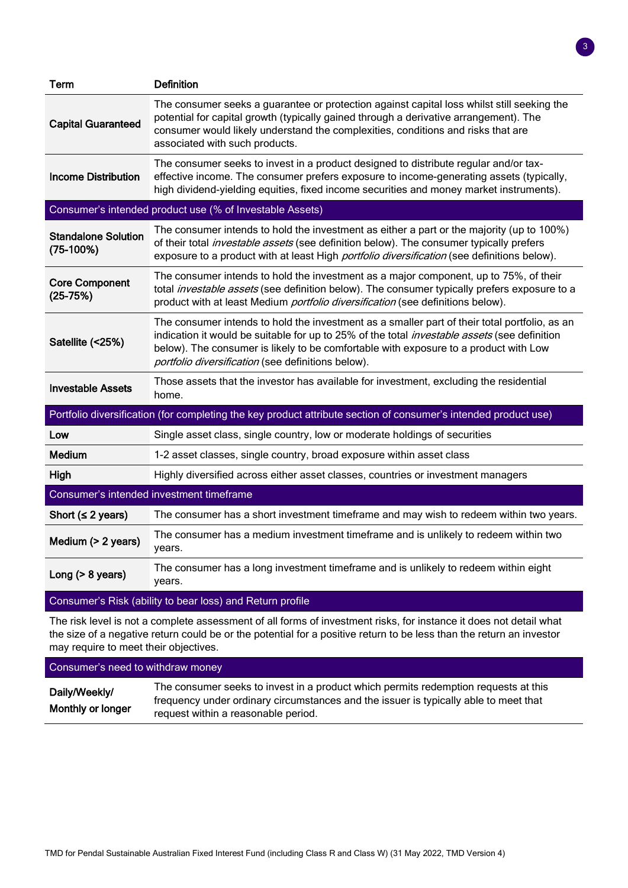| Term | Definition |
|---|---|
| **Capital Guaranteed** | The consumer seeks a guarantee or protection against capital loss whilst still seeking the potential for capital growth (typically gained through a derivative arrangement). The consumer would likely understand the complexities, conditions and risks that are associated with such products. |
| **Income Distribution** | The consumer seeks to invest in a product designed to distribute regular and/or tax-effective income. The consumer prefers exposure to income-generating assets (typically, high dividend-yielding equities, fixed income securities and money market instruments). |
| **Consumer's intended product use (% of Investable Assets)** | |
| **Standalone Solution (75-100%)** | The consumer intends to hold the investment as either a part or the majority (up to 100%) of their total *investable assets* (see definition below). The consumer typically prefers exposure to a product with at least High *portfolio diversification* (see definitions below). |
| **Core Component (25-75%)** | The consumer intends to hold the investment as a major component, up to 75%, of their total *investable assets* (see definition below). The consumer typically prefers exposure to a product with at least Medium *portfolio diversification* (see definitions below). |
| **Satellite (<25%)** | The consumer intends to hold the investment as a smaller part of their total portfolio, as an indication it would be suitable for up to 25% of the total *investable assets* (see definition below). The consumer is likely to be comfortable with exposure to a product with Low *portfolio diversification* (see definitions below). |
| **Investable Assets** | Those assets that the investor has available for investment, excluding the residential home. |
| **Portfolio diversification (for completing the key product attribute section of consumer's intended product use)** | |
| **Low** | Single asset class, single country, low or moderate holdings of securities |
| **Medium** | 1-2 asset classes, single country, broad exposure within asset class |
| **High** | Highly diversified across either asset classes, countries or investment managers |
| **Consumer's intended investment timeframe** | |
| **Short (≤ 2 years)** | The consumer has a short investment timeframe and may wish to redeem within two years. |
| **Medium (> 2 years)** | The consumer has a medium investment timeframe and is unlikely to redeem within two years. |
| **Long (> 8 years)** | The consumer has a long investment timeframe and is unlikely to redeem within eight years. |
| **Consumer's Risk (ability to bear loss) and Return profile** | |
| The risk level is not a complete assessment of all forms of investment risks, for instance it does not detail what the size of a negative return could be or the potential for a positive return to be less than the return an investor may require to meet their objectives. | |
| **Consumer's need to withdraw money** | |
| **Daily/Weekly/ Monthly or longer** | The consumer seeks to invest in a product which permits redemption requests at this frequency under ordinary circumstances and the issuer is typically able to meet that request within a reasonable period. |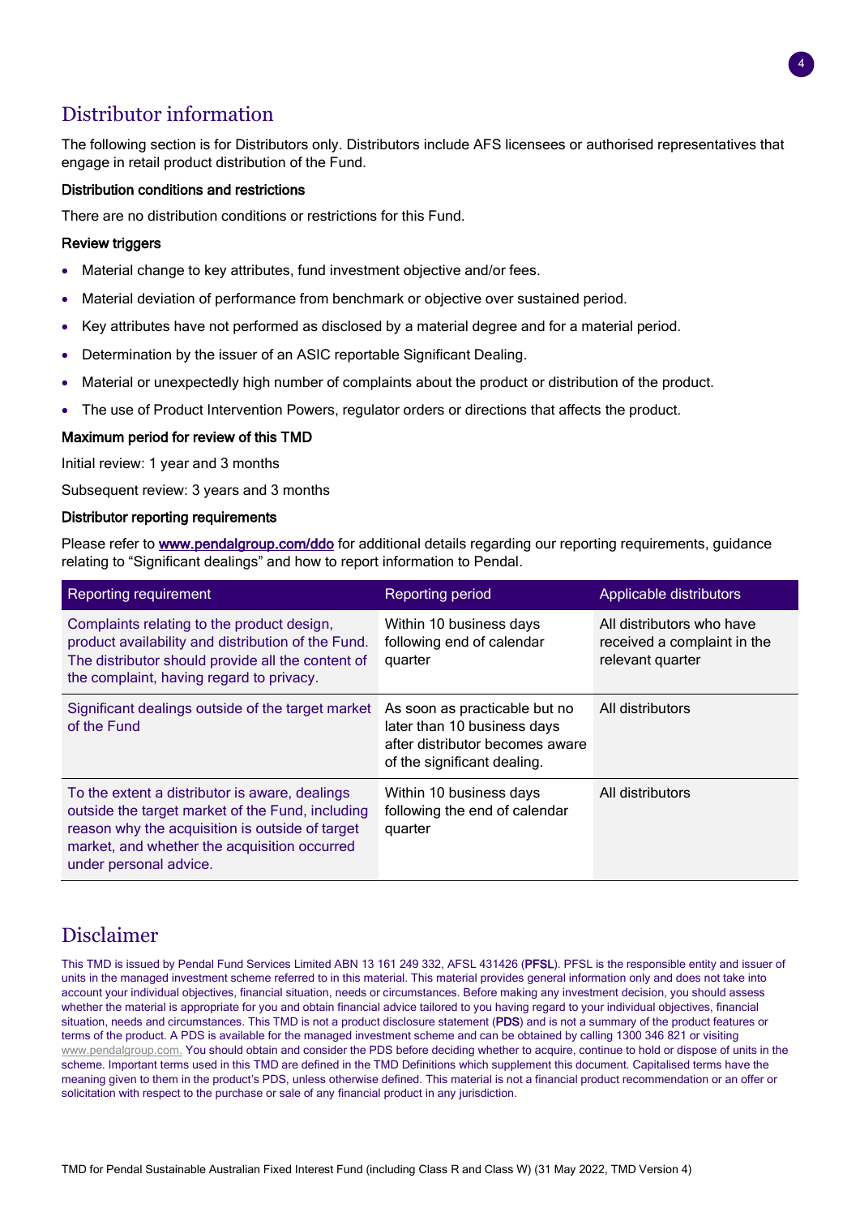## Distributor information

The following section is for Distributors only. Distributors include AFS licensees or authorised representatives that engage in retail product distribution of the Fund.

### Distribution conditions and restrictions

There are no distribution conditions or restrictions for this Fund.

### Review triggers

- Material change to key attributes, fund investment objective and/or fees.
- Material deviation of performance from benchmark or objective over sustained period.
- Key attributes have not performed as disclosed by a material degree and for a material period.
- Determination by the issuer of an ASIC reportable Significant Dealing.
- Material or unexpectedly high number of complaints about the product or distribution of the product.
- The use of Product Intervention Powers, regulator orders or directions that affects the product.

### Maximum period for review of this TMD

Initial review: 1 year and 3 months

Subsequent review: 3 years and 3 months

### Distributor reporting requirements

Please refer to **www.pendalgroup.com/ddo** for additional details regarding our reporting requirements, guidance relating to "Significant dealings" and how to report information to Pendal.

| Reporting requirement | Reporting period | Applicable distributors |
|---|---|---|
| Complaints relating to the product design, product availability and distribution of the Fund. The distributor should provide all the content of the complaint, having regard to privacy. | Within 10 business days following end of calendar quarter | All distributors who have received a complaint in the relevant quarter |
| Significant dealings outside of the target market of the Fund | As soon as practicable but no later than 10 business days after distributor becomes aware of the significant dealing. | All distributors |
| To the extent a distributor is aware, dealings outside the target market of the Fund, including reason why the acquisition is outside of target market, and whether the acquisition occurred under personal advice. | Within 10 business days following the end of calendar quarter | All distributors |

## Disclaimer

This TMD is issued by Pendal Fund Services Limited ABN 13 161 249 332, AFSL 431426 (**PFSL**). PFSL is the responsible entity and issuer of units in the managed investment scheme referred to in this material. This material provides general information only and does not take into account your individual objectives, financial situation, needs or circumstances. Before making any investment decision, you should assess whether the material is appropriate for you and obtain financial advice tailored to you having regard to your individual objectives, financial situation, needs and circumstances. This TMD is not a product disclosure statement (**PDS**) and is not a summary of the product features or terms of the product. A PDS is available for the managed investment scheme and can be obtained by calling 1300 346 821 or visiting www.pendalgroup.com. You should obtain and consider the PDS before deciding whether to acquire, continue to hold or dispose of units in the scheme. Important terms used in this TMD are defined in the TMD Definitions which supplement this document. Capitalised terms have the meaning given to them in the product's PDS, unless otherwise defined. This material is not a financial product recommendation or an offer or solicitation with respect to the purchase or sale of any financial product in any jurisdiction.

TMD for Pendal Sustainable Australian Fixed Interest Fund (including Class R and Class W) (31 May 2022, TMD Version 4)